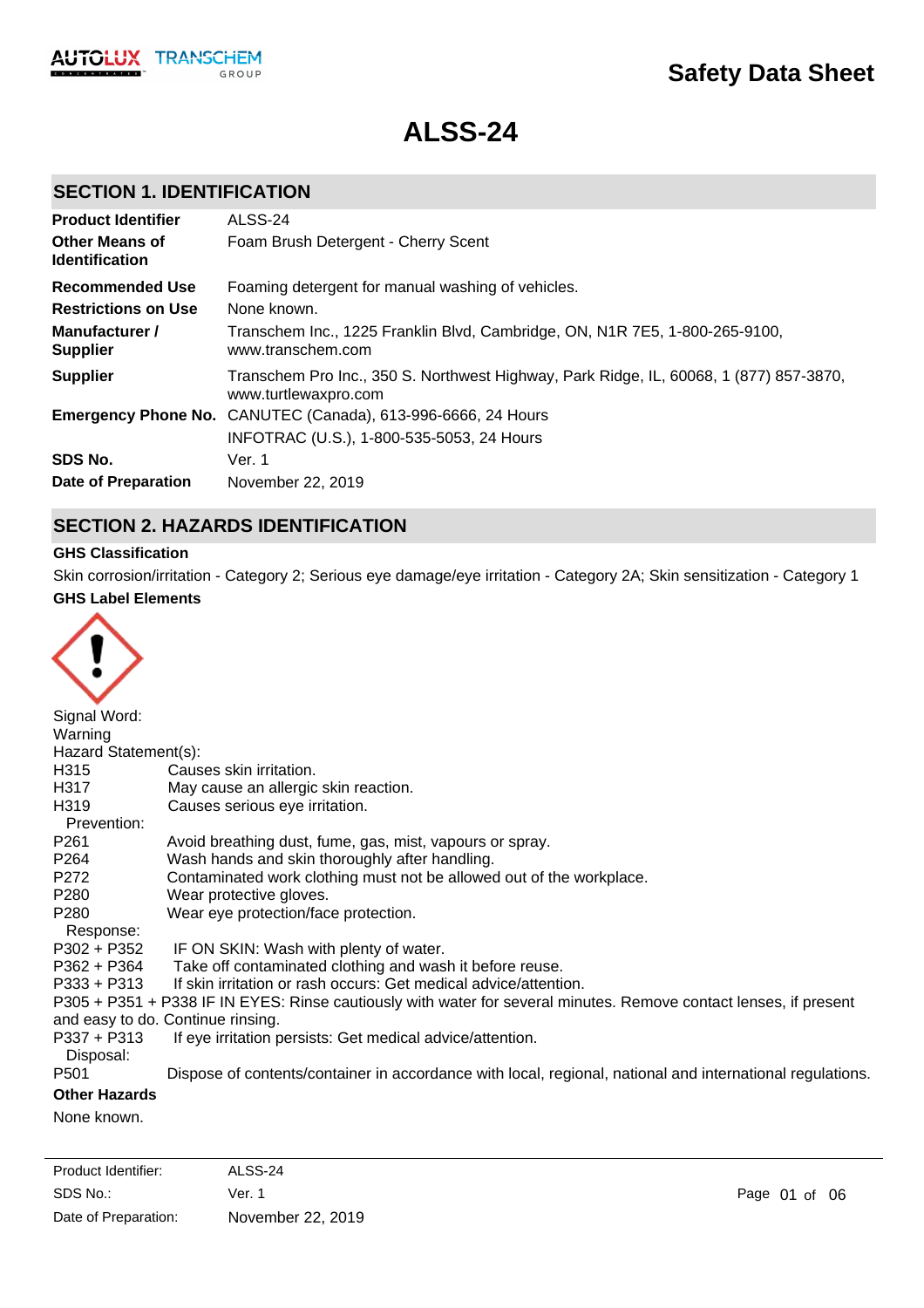# Safety Data Sheet

# ALSS-24

## SECTION 1. IDENTIFICATION

| | |
|---|---|
| **Product Identifier** | ALSS-24 |
| **Other Means of Identification** | Foam Brush Detergent - Cherry Scent |
| **Recommended Use** | Foaming detergent for manual washing of vehicles. |
| **Restrictions on Use** | None known. |
| **Manufacturer / Supplier** | Transchem Inc., 1225 Franklin Blvd, Cambridge, ON, N1R 7E5, 1-800-265-9100, www.transchem.com |
| **Supplier** | Transchem Pro Inc., 350 S. Northwest Highway, Park Ridge, IL, 60068, 1 (877) 857-3870, www.turtlewaxpro.com |
| **Emergency Phone No.** | CANUTEC (Canada), 613-996-6666, 24 Hours<br>INFOTRAC (U.S.), 1-800-535-5053, 24 Hours |
| **SDS No.** | Ver. 1 |
| **Date of Preparation** | November 22, 2019 |

## SECTION 2. HAZARDS IDENTIFICATION

**GHS Classification**

Skin corrosion/irritation - Category 2; Serious eye damage/eye irritation - Category 2A; Skin sensitization - Category 1

**GHS Label Elements**

Signal Word:
Warning

Hazard Statement(s):

H315 Causes skin irritation.
H317 May cause an allergic skin reaction.
H319 Causes serious eye irritation.

Prevention:

P261 Avoid breathing dust, fume, gas, mist, vapours or spray.
P264 Wash hands and skin thoroughly after handling.
P272 Contaminated work clothing must not be allowed out of the workplace.
P280 Wear protective gloves.
P280 Wear eye protection/face protection.

Response:

P302 + P352 IF ON SKIN: Wash with plenty of water.
P362 + P364 Take off contaminated clothing and wash it before reuse.
P333 + P313 If skin irritation or rash occurs: Get medical advice/attention.
P305 + P351 + P338 IF IN EYES: Rinse cautiously with water for several minutes. Remove contact lenses, if present and easy to do. Continue rinsing.
P337 + P313 If eye irritation persists: Get medical advice/attention.

Disposal:

P501 Dispose of contents/container in accordance with local, regional, national and international regulations.

**Other Hazards**

None known.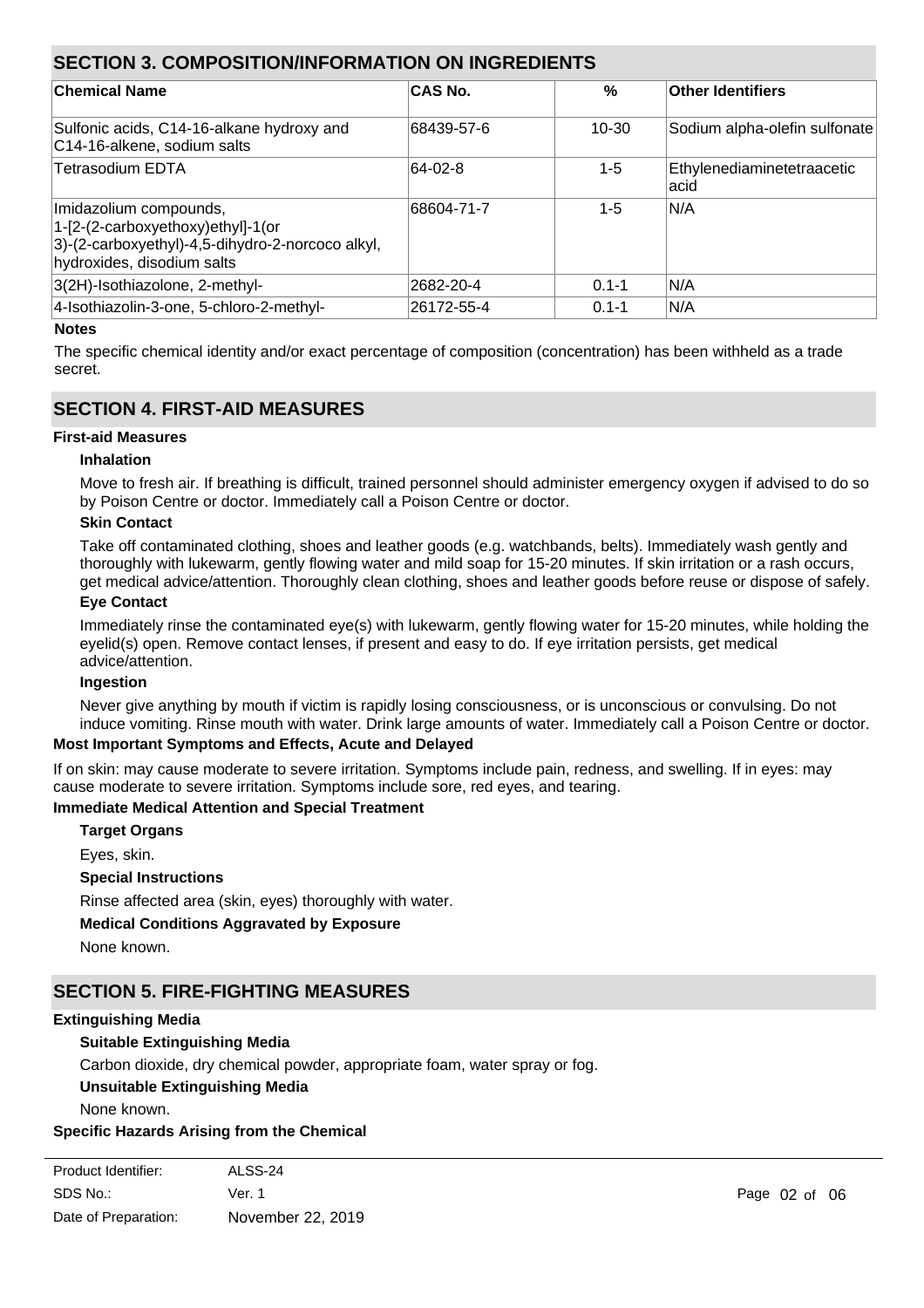## SECTION 3. COMPOSITION/INFORMATION ON INGREDIENTS

| Chemical Name | CAS No. | % | Other Identifiers |
|---|---|---|---|
| Sulfonic acids, C14-16-alkane hydroxy and C14-16-alkene, sodium salts | 68439-57-6 | 10-30 | Sodium alpha-olefin sulfonate |
| Tetrasodium EDTA | 64-02-8 | 1-5 | Ethylenediaminetetraacetic acid |
| Imidazolium compounds, 1-[2-(2-carboxyethoxy)ethyl]-1(or 3)-(2-carboxyethyl)-4,5-dihydro-2-norcoco alkyl, hydroxides, disodium salts | 68604-71-7 | 1-5 | N/A |
| 3(2H)-Isothiazolone, 2-methyl- | 2682-20-4 | 0.1-1 | N/A |
| 4-Isothiazolin-3-one, 5-chloro-2-methyl- | 26172-55-4 | 0.1-1 | N/A |

**Notes**

The specific chemical identity and/or exact percentage of composition (concentration) has been withheld as a trade secret.

## SECTION 4. FIRST-AID MEASURES

**First-aid Measures**

**Inhalation**

Move to fresh air. If breathing is difficult, trained personnel should administer emergency oxygen if advised to do so by Poison Centre or doctor. Immediately call a Poison Centre or doctor.

**Skin Contact**

Take off contaminated clothing, shoes and leather goods (e.g. watchbands, belts). Immediately wash gently and thoroughly with lukewarm, gently flowing water and mild soap for 15-20 minutes. If skin irritation or a rash occurs, get medical advice/attention. Thoroughly clean clothing, shoes and leather goods before reuse or dispose of safely.

**Eye Contact**

Immediately rinse the contaminated eye(s) with lukewarm, gently flowing water for 15-20 minutes, while holding the eyelid(s) open. Remove contact lenses, if present and easy to do. If eye irritation persists, get medical advice/attention.

**Ingestion**

Never give anything by mouth if victim is rapidly losing consciousness, or is unconscious or convulsing. Do not induce vomiting. Rinse mouth with water. Drink large amounts of water. Immediately call a Poison Centre or doctor.

**Most Important Symptoms and Effects, Acute and Delayed**

If on skin: may cause moderate to severe irritation. Symptoms include pain, redness, and swelling. If in eyes: may cause moderate to severe irritation. Symptoms include sore, red eyes, and tearing.

**Immediate Medical Attention and Special Treatment**

**Target Organs**

Eyes, skin.

**Special Instructions**

Rinse affected area (skin, eyes) thoroughly with water.

**Medical Conditions Aggravated by Exposure**

None known.

## SECTION 5. FIRE-FIGHTING MEASURES

**Extinguishing Media**

**Suitable Extinguishing Media**

Carbon dioxide, dry chemical powder, appropriate foam, water spray or fog.

**Unsuitable Extinguishing Media**

None known.

**Specific Hazards Arising from the Chemical**

| | |
|---|---|
| Product Identifier: | ALSS-24 |
| SDS No.: | Ver. 1 |
| Date of Preparation: | November 22, 2019 |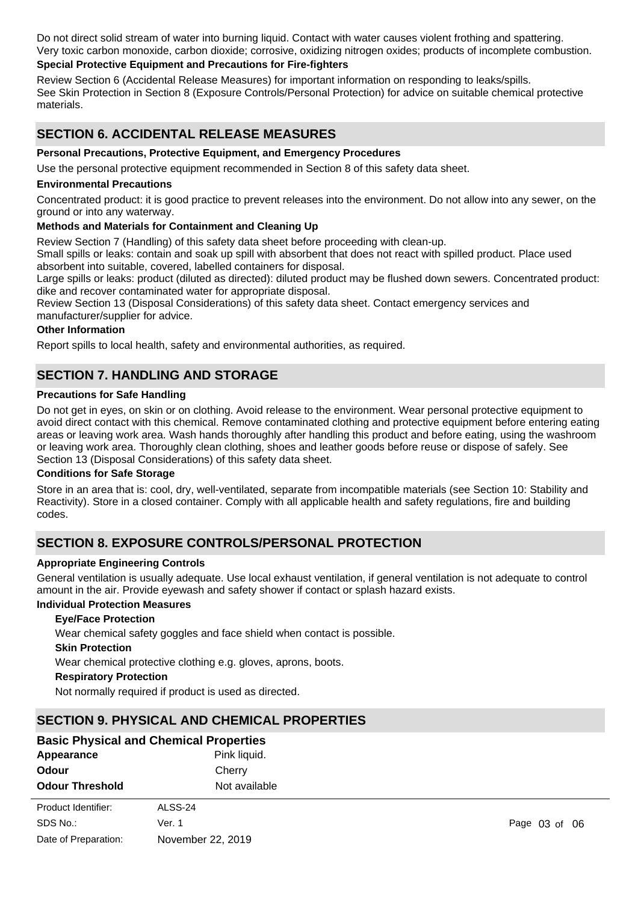Do not direct solid stream of water into burning liquid. Contact with water causes violent frothing and spattering.
Very toxic carbon monoxide, carbon dioxide; corrosive, oxidizing nitrogen oxides; products of incomplete combustion.

**Special Protective Equipment and Precautions for Fire-fighters**

Review Section 6 (Accidental Release Measures) for important information on responding to leaks/spills.
See Skin Protection in Section 8 (Exposure Controls/Personal Protection) for advice on suitable chemical protective materials.

## SECTION 6. ACCIDENTAL RELEASE MEASURES

**Personal Precautions, Protective Equipment, and Emergency Procedures**

Use the personal protective equipment recommended in Section 8 of this safety data sheet.

**Environmental Precautions**

Concentrated product: it is good practice to prevent releases into the environment. Do not allow into any sewer, on the ground or into any waterway.

**Methods and Materials for Containment and Cleaning Up**

Review Section 7 (Handling) of this safety data sheet before proceeding with clean-up.
Small spills or leaks: contain and soak up spill with absorbent that does not react with spilled product. Place used absorbent into suitable, covered, labelled containers for disposal.
Large spills or leaks: product (diluted as directed): diluted product may be flushed down sewers. Concentrated product: dike and recover contaminated water for appropriate disposal.
Review Section 13 (Disposal Considerations) of this safety data sheet. Contact emergency services and manufacturer/supplier for advice.

**Other Information**

Report spills to local health, safety and environmental authorities, as required.

## SECTION 7. HANDLING AND STORAGE

**Precautions for Safe Handling**

Do not get in eyes, on skin or on clothing. Avoid release to the environment. Wear personal protective equipment to avoid direct contact with this chemical. Remove contaminated clothing and protective equipment before entering eating areas or leaving work area. Wash hands thoroughly after handling this product and before eating, using the washroom or leaving work area. Thoroughly clean clothing, shoes and leather goods before reuse or dispose of safely. See Section 13 (Disposal Considerations) of this safety data sheet.

**Conditions for Safe Storage**

Store in an area that is: cool, dry, well-ventilated, separate from incompatible materials (see Section 10: Stability and Reactivity). Store in a closed container. Comply with all applicable health and safety regulations, fire and building codes.

## SECTION 8. EXPOSURE CONTROLS/PERSONAL PROTECTION

**Appropriate Engineering Controls**

General ventilation is usually adequate. Use local exhaust ventilation, if general ventilation is not adequate to control amount in the air. Provide eyewash and safety shower if contact or splash hazard exists.

**Individual Protection Measures**

**Eye/Face Protection**

Wear chemical safety goggles and face shield when contact is possible.

**Skin Protection**

Wear chemical protective clothing e.g. gloves, aprons, boots.

**Respiratory Protection**

Not normally required if product is used as directed.

## SECTION 9. PHYSICAL AND CHEMICAL PROPERTIES

### Basic Physical and Chemical Properties

| | |
|---|---|
| **Appearance** | Pink liquid. |
| **Odour** | Cherry |
| **Odour Threshold** | Not available |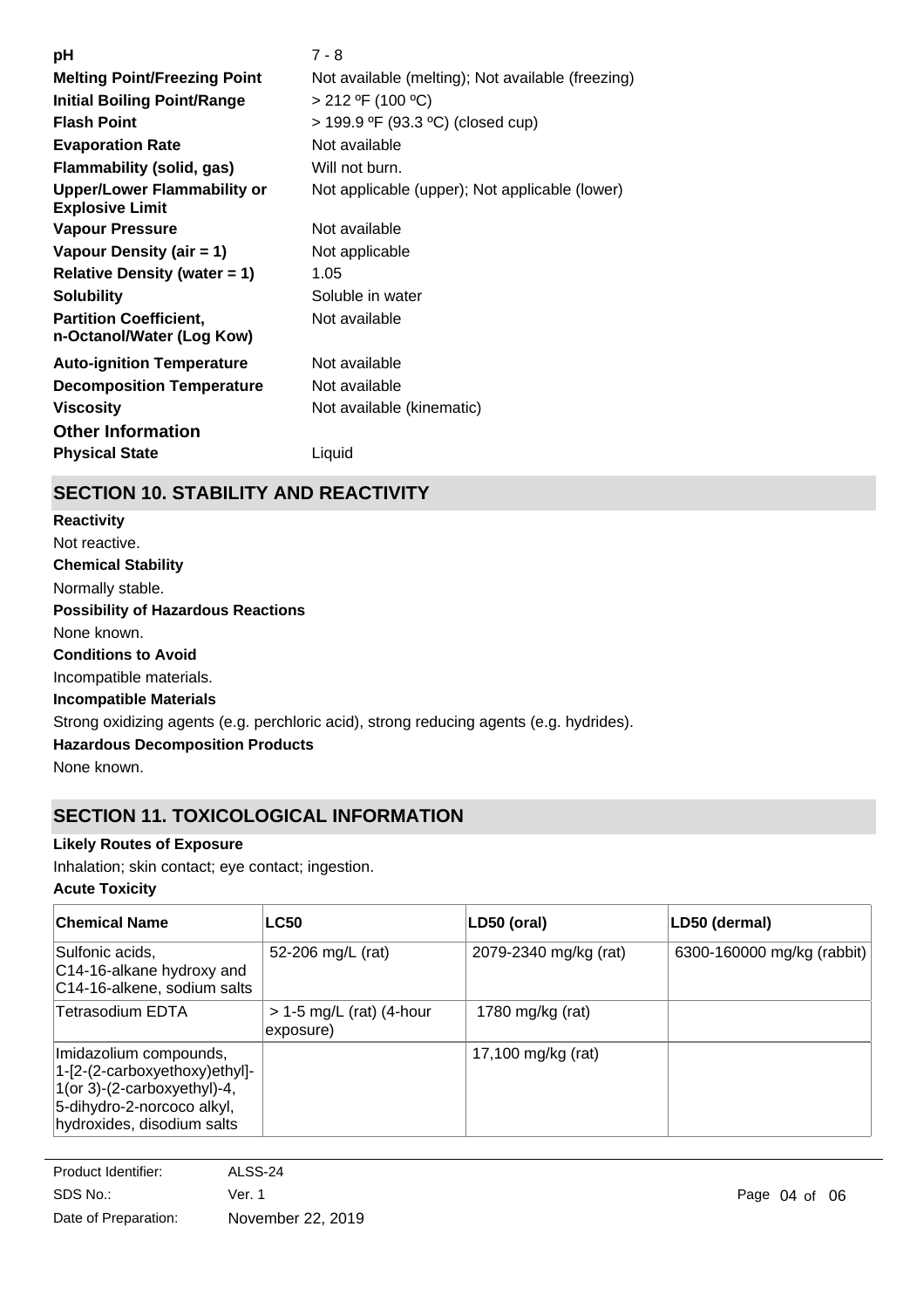| | |
|---|---|
| **pH** | 7 - 8 |
| **Melting Point/Freezing Point** | Not available (melting); Not available (freezing) |
| **Initial Boiling Point/Range** | > 212 ºF (100 ºC) |
| **Flash Point** | > 199.9 ºF (93.3 ºC) (closed cup) |
| **Evaporation Rate** | Not available |
| **Flammability (solid, gas)** | Will not burn. |
| **Upper/Lower Flammability or Explosive Limit** | Not applicable (upper); Not applicable (lower) |
| **Vapour Pressure** | Not available |
| **Vapour Density (air = 1)** | Not applicable |
| **Relative Density (water = 1)** | 1.05 |
| **Solubility** | Soluble in water |
| **Partition Coefficient, n-Octanol/Water (Log Kow)** | Not available |
| **Auto-ignition Temperature** | Not available |
| **Decomposition Temperature** | Not available |
| **Viscosity** | Not available (kinematic) |

### Other Information

| | |
|---|---|
| **Physical State** | Liquid |

## SECTION 10. STABILITY AND REACTIVITY

**Reactivity**

Not reactive.

**Chemical Stability**

Normally stable.

**Possibility of Hazardous Reactions**

None known.

**Conditions to Avoid**

Incompatible materials.

**Incompatible Materials**

Strong oxidizing agents (e.g. perchloric acid), strong reducing agents (e.g. hydrides).

**Hazardous Decomposition Products**

None known.

## SECTION 11. TOXICOLOGICAL INFORMATION

**Likely Routes of Exposure**

Inhalation; skin contact; eye contact; ingestion.

**Acute Toxicity**

| Chemical Name | LC50 | LD50 (oral) | LD50 (dermal) |
|---|---|---|---|
| Sulfonic acids, C14-16-alkane hydroxy and C14-16-alkene, sodium salts | 52-206 mg/L (rat) | 2079-2340 mg/kg (rat) | 6300-160000 mg/kg (rabbit) |
| Tetrasodium EDTA | > 1-5 mg/L (rat) (4-hour exposure) | 1780 mg/kg (rat) | |
| Imidazolium compounds, 1-[2-(2-carboxyethoxy)ethyl]-1(or 3)-(2-carboxyethyl)-4,5-dihydro-2-norcoco alkyl, hydroxides, disodium salts | | 17,100 mg/kg (rat) | |

Product Identifier: ALSS-24
SDS No.: Ver. 1
Date of Preparation: November 22, 2019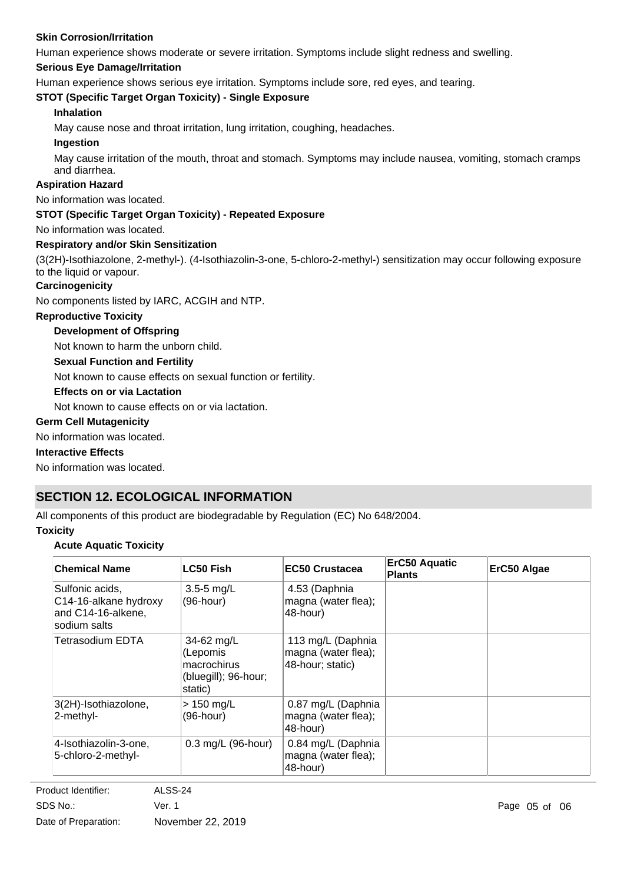**Skin Corrosion/Irritation**

Human experience shows moderate or severe irritation. Symptoms include slight redness and swelling.

**Serious Eye Damage/Irritation**

Human experience shows serious eye irritation. Symptoms include sore, red eyes, and tearing.

**STOT (Specific Target Organ Toxicity) - Single Exposure**

**Inhalation**

May cause nose and throat irritation, lung irritation, coughing, headaches.

**Ingestion**

May cause irritation of the mouth, throat and stomach. Symptoms may include nausea, vomiting, stomach cramps and diarrhea.

**Aspiration Hazard**

No information was located.

**STOT (Specific Target Organ Toxicity) - Repeated Exposure**

No information was located.

**Respiratory and/or Skin Sensitization**

(3(2H)-Isothiazolone, 2-methyl-). (4-Isothiazolin-3-one, 5-chloro-2-methyl-) sensitization may occur following exposure to the liquid or vapour.

**Carcinogenicity**

No components listed by IARC, ACGIH and NTP.

**Reproductive Toxicity**

**Development of Offspring**

Not known to harm the unborn child.

**Sexual Function and Fertility**

Not known to cause effects on sexual function or fertility.

**Effects on or via Lactation**

Not known to cause effects on or via lactation.

**Germ Cell Mutagenicity**

No information was located.

**Interactive Effects**

No information was located.

## SECTION 12. ECOLOGICAL INFORMATION

All components of this product are biodegradable by Regulation (EC) No 648/2004.

**Toxicity**

**Acute Aquatic Toxicity**

| Chemical Name | LC50 Fish | EC50 Crustacea | ErC50 Aquatic Plants | ErC50 Algae |
|---|---|---|---|---|
| Sulfonic acids, C14-16-alkane hydroxy and C14-16-alkene, sodium salts | 3.5-5 mg/L (96-hour) | 4.53 (Daphnia magna (water flea); 48-hour) | | |
| Tetrasodium EDTA | 34-62 mg/L (Lepomis macrochirus (bluegill); 96-hour; static) | 113 mg/L (Daphnia magna (water flea); 48-hour; static) | | |
| 3(2H)-Isothiazolone, 2-methyl- | > 150 mg/L (96-hour) | 0.87 mg/L (Daphnia magna (water flea); 48-hour) | | |
| 4-Isothiazolin-3-one, 5-chloro-2-methyl- | 0.3 mg/L (96-hour) | 0.84 mg/L (Daphnia magna (water flea); 48-hour) | | |

Product Identifier: ALSS-24
SDS No.: Ver. 1
Date of Preparation: November 22, 2019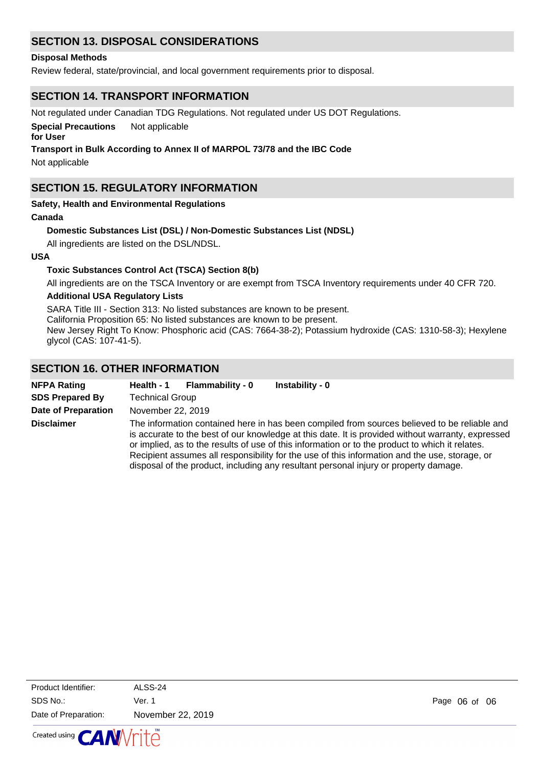## SECTION 13. DISPOSAL CONSIDERATIONS

**Disposal Methods**

Review federal, state/provincial, and local government requirements prior to disposal.

## SECTION 14. TRANSPORT INFORMATION

Not regulated under Canadian TDG Regulations. Not regulated under US DOT Regulations.

**Special Precautions for User** Not applicable

**Transport in Bulk According to Annex II of MARPOL 73/78 and the IBC Code**

Not applicable

## SECTION 15. REGULATORY INFORMATION

**Safety, Health and Environmental Regulations**

**Canada**

**Domestic Substances List (DSL) / Non-Domestic Substances List (NDSL)**

All ingredients are listed on the DSL/NDSL.

**USA**

**Toxic Substances Control Act (TSCA) Section 8(b)**

All ingredients are on the TSCA Inventory or are exempt from TSCA Inventory requirements under 40 CFR 720.

**Additional USA Regulatory Lists**

SARA Title III - Section 313: No listed substances are known to be present.
California Proposition 65: No listed substances are known to be present.
New Jersey Right To Know: Phosphoric acid (CAS: 7664-38-2); Potassium hydroxide (CAS: 1310-58-3); Hexylene glycol (CAS: 107-41-5).

## SECTION 16. OTHER INFORMATION

| | |
|---|---|
| **NFPA Rating** | **Health - 1** **Flammability - 0** **Instability - 0** |
| **SDS Prepared By** | Technical Group |
| **Date of Preparation** | November 22, 2019 |
| **Disclaimer** | The information contained here in has been compiled from sources believed to be reliable and is accurate to the best of our knowledge at this date. It is provided without warranty, expressed or implied, as to the results of use of this information or to the product to which it relates. Recipient assumes all responsibility for the use of this information and the use, storage, or disposal of the product, including any resultant personal injury or property damage. |

Product Identifier: ALSS-24
SDS No.: Ver. 1
Date of Preparation: November 22, 2019